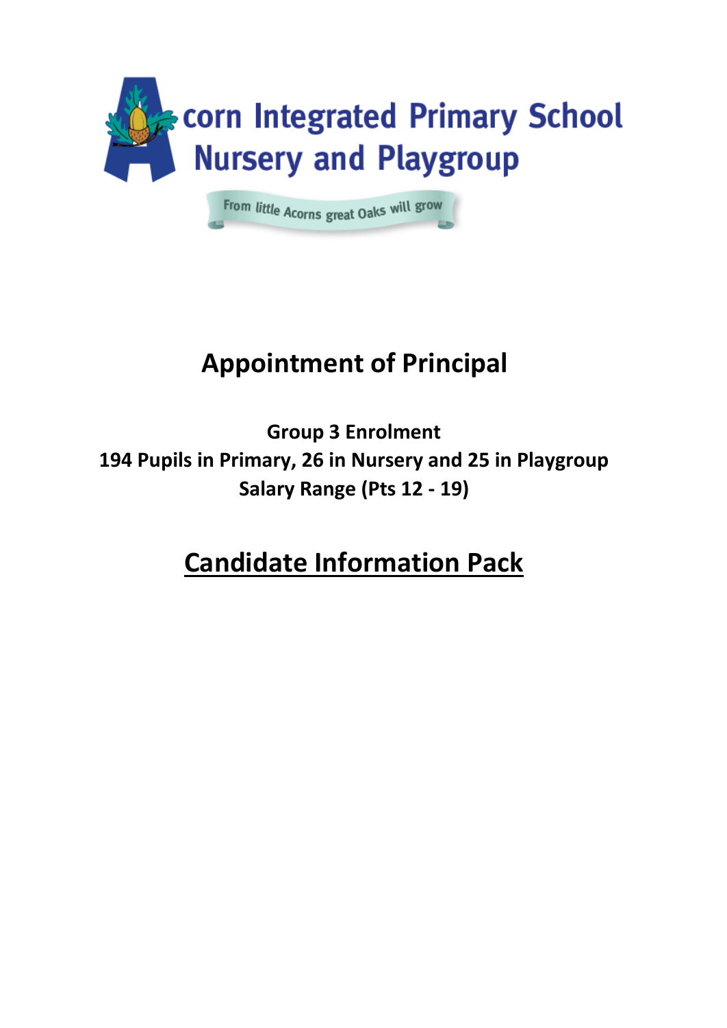Acorn Integrated Primary School Nursery and Playgroup

From little Acorns great Oaks will grow

# Appointment of Principal

**Group 3 Enrolment**
**194 Pupils in Primary, 26 in Nursery and 25 in Playgroup**
**Salary Range (Pts 12 - 19)**

## Candidate Information Pack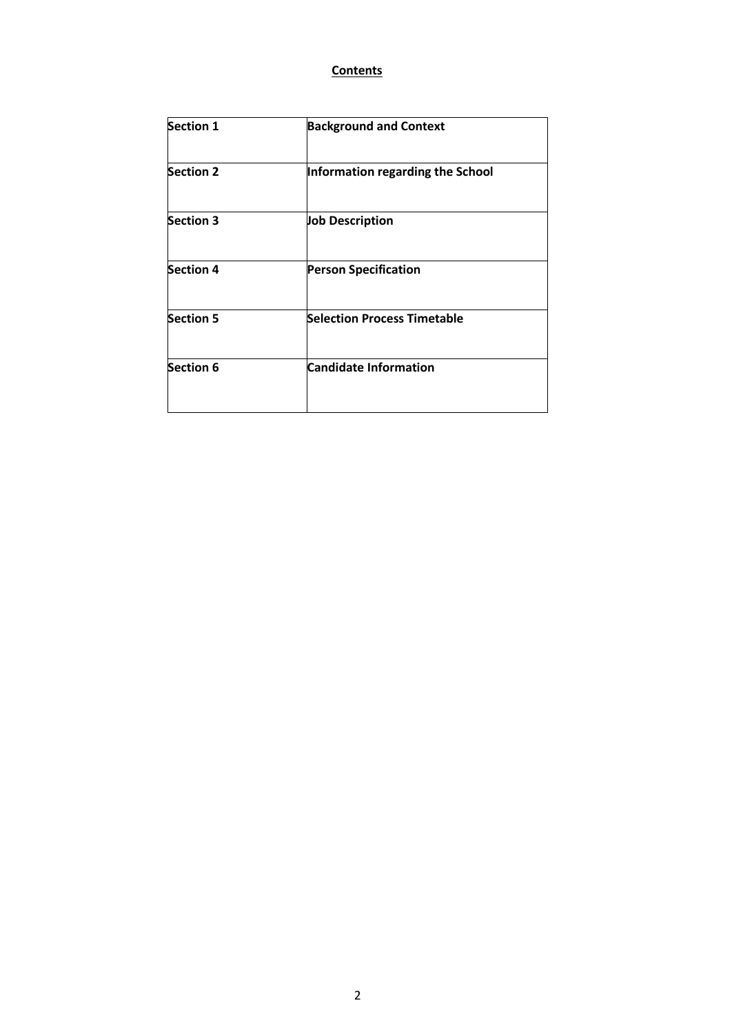**Contents**

| Section 1 | Background and Context |
|---|---|
| Section 2 | Information regarding the School |
| Section 3 | Job Description |
| Section 4 | Person Specification |
| Section 5 | Selection Process Timetable |
| Section 6 | Candidate Information |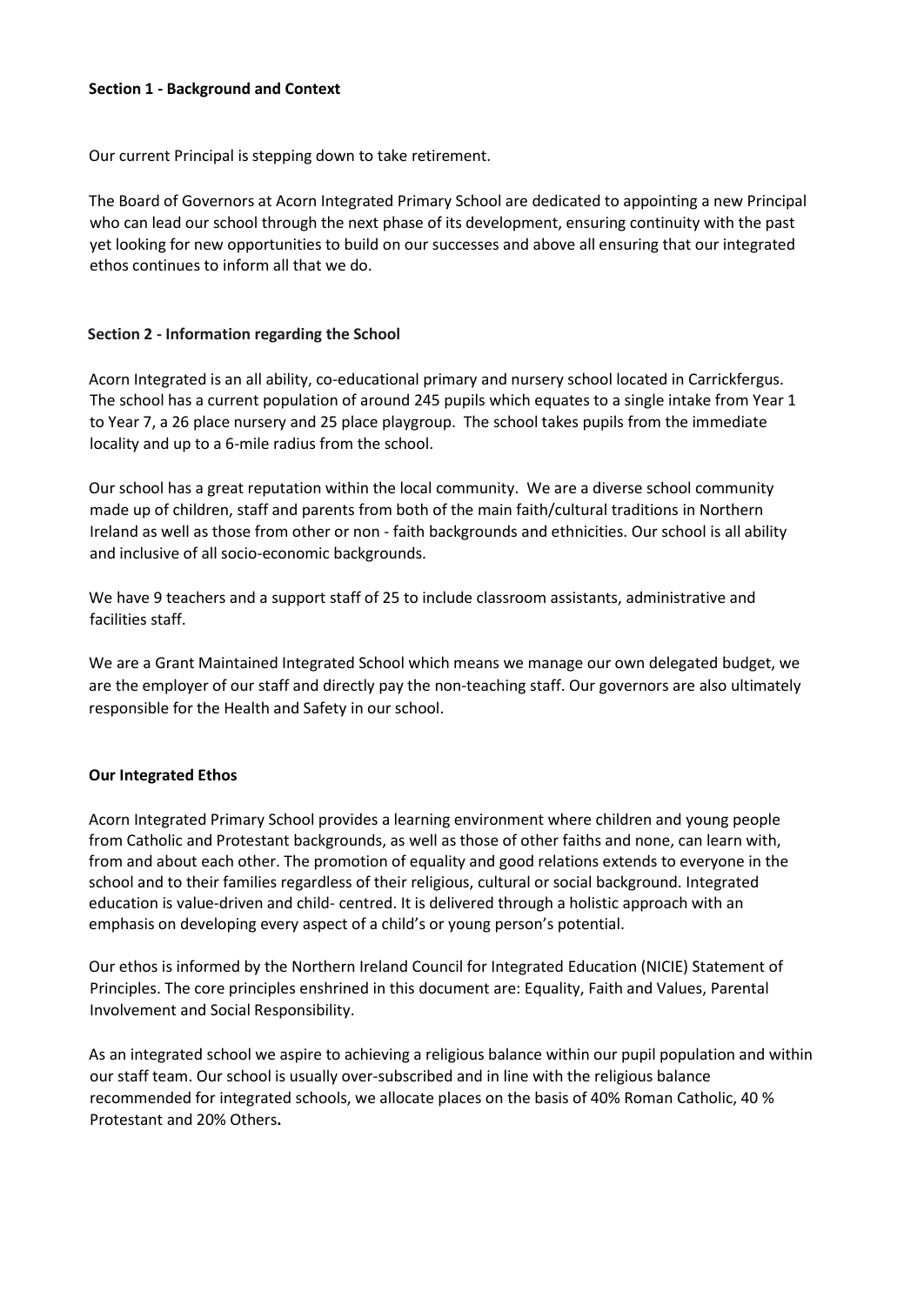**Section 1 - Background and Context**

Our current Principal is stepping down to take retirement.

The Board of Governors at Acorn Integrated Primary School are dedicated to appointing a new Principal who can lead our school through the next phase of its development, ensuring continuity with the past yet looking for new opportunities to build on our successes and above all ensuring that our integrated ethos continues to inform all that we do.

**Section 2 - Information regarding the School**

Acorn Integrated is an all ability, co-educational primary and nursery school located in Carrickfergus. The school has a current population of around 245 pupils which equates to a single intake from Year 1 to Year 7, a 26 place nursery and 25 place playgroup. The school takes pupils from the immediate locality and up to a 6-mile radius from the school.

Our school has a great reputation within the local community. We are a diverse school community made up of children, staff and parents from both of the main faith/cultural traditions in Northern Ireland as well as those from other or non - faith backgrounds and ethnicities. Our school is all ability and inclusive of all socio-economic backgrounds.

We have 9 teachers and a support staff of 25 to include classroom assistants, administrative and facilities staff.

We are a Grant Maintained Integrated School which means we manage our own delegated budget, we are the employer of our staff and directly pay the non-teaching staff. Our governors are also ultimately responsible for the Health and Safety in our school.

**Our Integrated Ethos**

Acorn Integrated Primary School provides a learning environment where children and young people from Catholic and Protestant backgrounds, as well as those of other faiths and none, can learn with, from and about each other. The promotion of equality and good relations extends to everyone in the school and to their families regardless of their religious, cultural or social background. Integrated education is value-driven and child- centred. It is delivered through a holistic approach with an emphasis on developing every aspect of a child's or young person's potential.

Our ethos is informed by the Northern Ireland Council for Integrated Education (NICIE) Statement of Principles. The core principles enshrined in this document are: Equality, Faith and Values, Parental Involvement and Social Responsibility.

As an integrated school we aspire to achieving a religious balance within our pupil population and within our staff team. Our school is usually over-subscribed and in line with the religious balance recommended for integrated schools, we allocate places on the basis of 40% Roman Catholic, 40 % Protestant and 20% Others**.**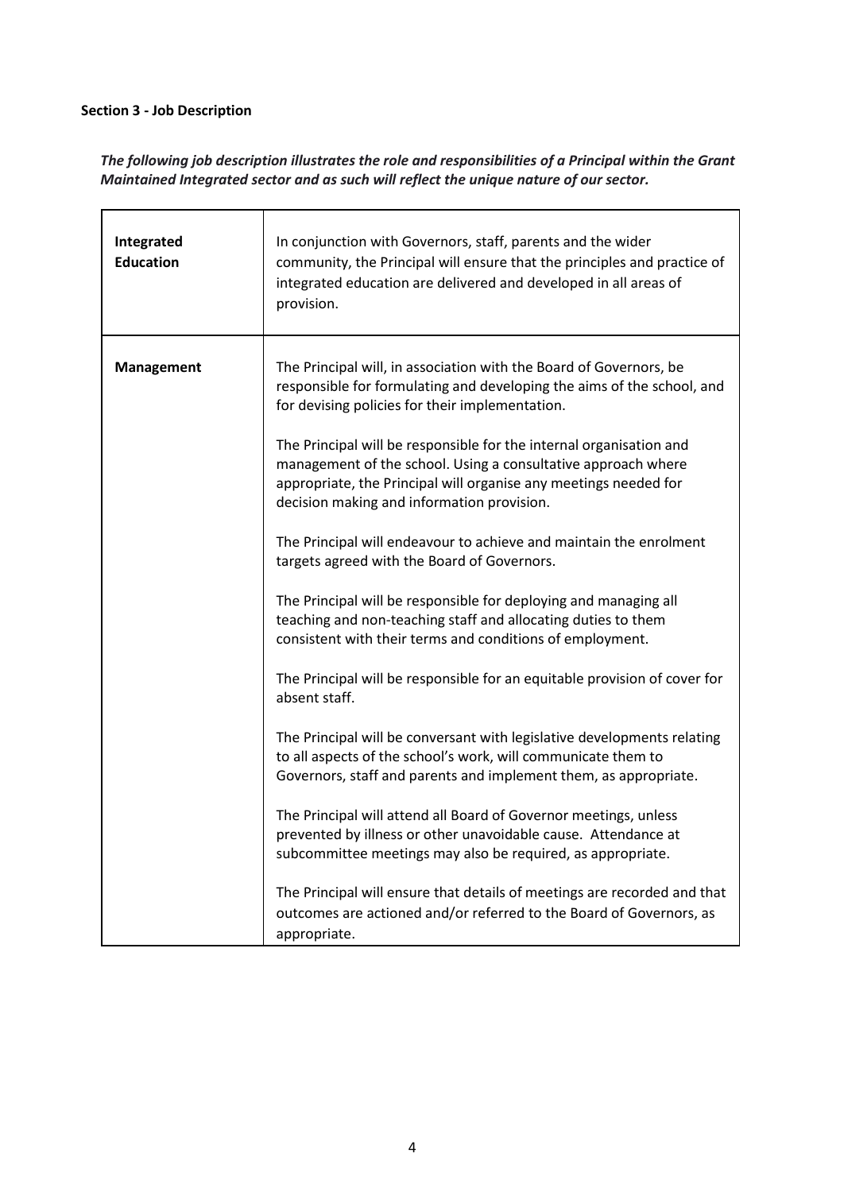**Section 3 - Job Description**

***The following job description illustrates the role and responsibilities of a Principal within the Grant Maintained Integrated sector and as such will reflect the unique nature of our sector.***

| | |
|---|---|
| **Integrated Education** | In conjunction with Governors, staff, parents and the wider community, the Principal will ensure that the principles and practice of integrated education are delivered and developed in all areas of provision. |
| **Management** | The Principal will, in association with the Board of Governors, be responsible for formulating and developing the aims of the school, and for devising policies for their implementation.<br><br>The Principal will be responsible for the internal organisation and management of the school. Using a consultative approach where appropriate, the Principal will organise any meetings needed for decision making and information provision.<br><br>The Principal will endeavour to achieve and maintain the enrolment targets agreed with the Board of Governors.<br><br>The Principal will be responsible for deploying and managing all teaching and non-teaching staff and allocating duties to them consistent with their terms and conditions of employment.<br><br>The Principal will be responsible for an equitable provision of cover for absent staff.<br><br>The Principal will be conversant with legislative developments relating to all aspects of the school's work, will communicate them to Governors, staff and parents and implement them, as appropriate.<br><br>The Principal will attend all Board of Governor meetings, unless prevented by illness or other unavoidable cause. Attendance at subcommittee meetings may also be required, as appropriate.<br><br>The Principal will ensure that details of meetings are recorded and that outcomes are actioned and/or referred to the Board of Governors, as appropriate. |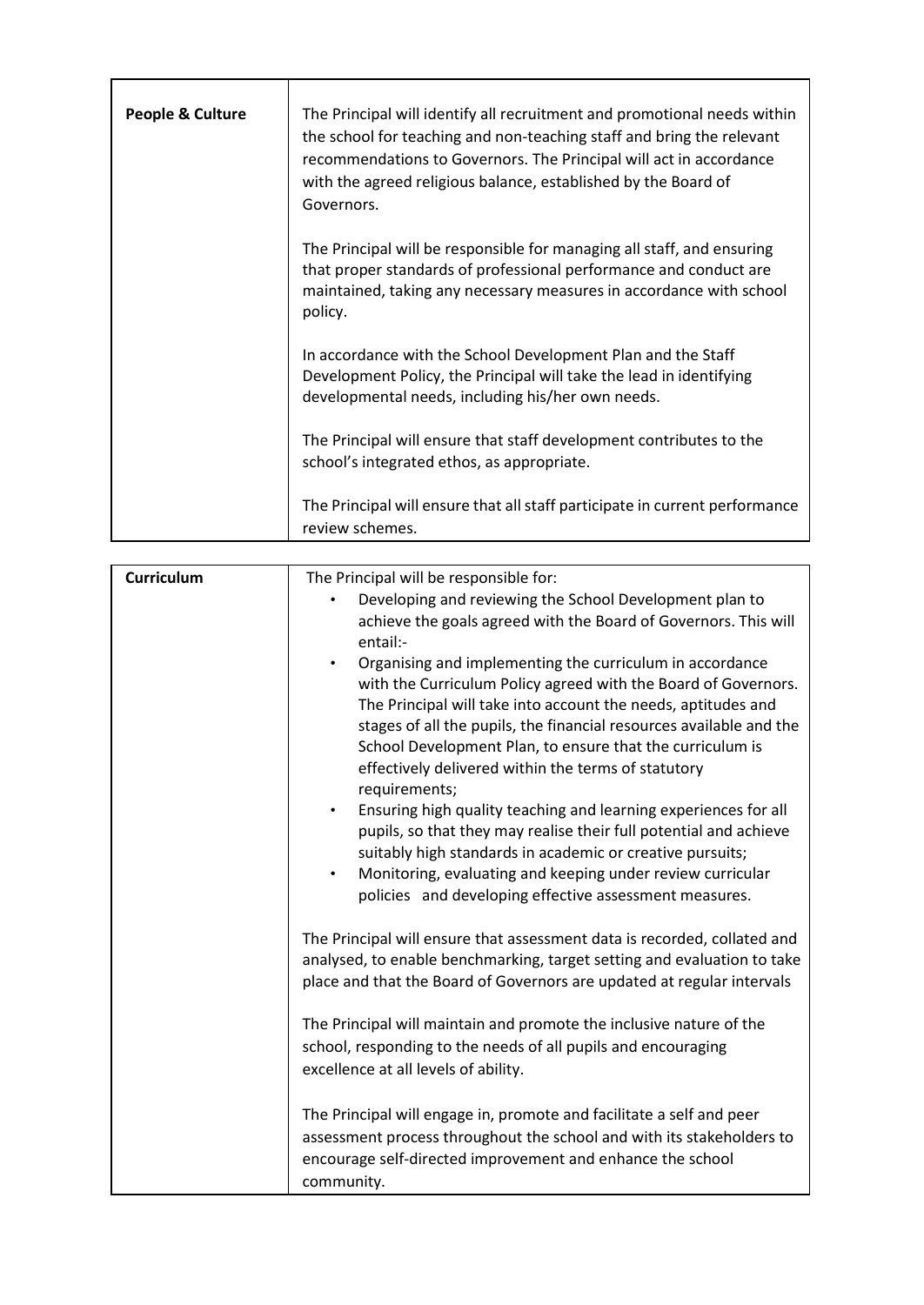| People & Culture | The Principal will identify all recruitment and promotional needs within the school for teaching and non-teaching staff and bring the relevant recommendations to Governors. The Principal will act in accordance with the agreed religious balance, established by the Board of Governors.<br><br>The Principal will be responsible for managing all staff, and ensuring that proper standards of professional performance and conduct are maintained, taking any necessary measures in accordance with school policy.<br><br>In accordance with the School Development Plan and the Staff Development Policy, the Principal will take the lead in identifying developmental needs, including his/her own needs.<br><br>The Principal will ensure that staff development contributes to the school's integrated ethos, as appropriate.<br><br>The Principal will ensure that all staff participate in current performance review schemes. |
|---|---|

| Curriculum | The Principal will be responsible for:<br>• Developing and reviewing the School Development plan to achieve the goals agreed with the Board of Governors. This will entail:-<br>• Organising and implementing the curriculum in accordance with the Curriculum Policy agreed with the Board of Governors. The Principal will take into account the needs, aptitudes and stages of all the pupils, the financial resources available and the School Development Plan, to ensure that the curriculum is effectively delivered within the terms of statutory requirements;<br>• Ensuring high quality teaching and learning experiences for all pupils, so that they may realise their full potential and achieve suitably high standards in academic or creative pursuits;<br>• Monitoring, evaluating and keeping under review curricular policies and developing effective assessment measures.<br><br>The Principal will ensure that assessment data is recorded, collated and analysed, to enable benchmarking, target setting and evaluation to take place and that the Board of Governors are updated at regular intervals<br><br>The Principal will maintain and promote the inclusive nature of the school, responding to the needs of all pupils and encouraging excellence at all levels of ability.<br><br>The Principal will engage in, promote and facilitate a self and peer assessment process throughout the school and with its stakeholders to encourage self-directed improvement and enhance the school community. |
|---|---|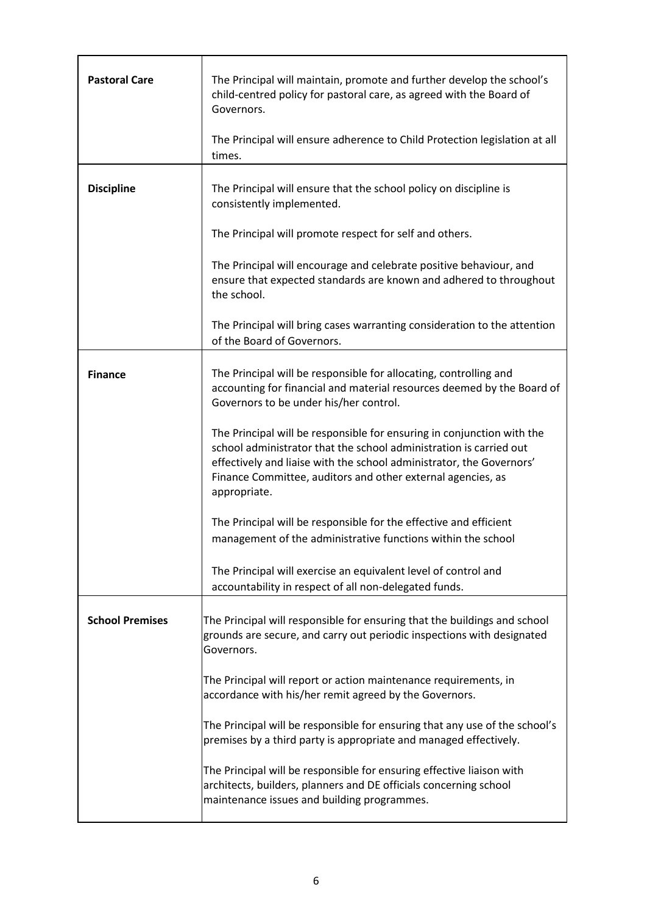| | |
|---|---|
| **Pastoral Care** | The Principal will maintain, promote and further develop the school's child-centred policy for pastoral care, as agreed with the Board of Governors.<br><br>The Principal will ensure adherence to Child Protection legislation at all times. |
| **Discipline** | The Principal will ensure that the school policy on discipline is consistently implemented.<br><br>The Principal will promote respect for self and others.<br><br>The Principal will encourage and celebrate positive behaviour, and ensure that expected standards are known and adhered to throughout the school.<br><br>The Principal will bring cases warranting consideration to the attention of the Board of Governors. |
| **Finance** | The Principal will be responsible for allocating, controlling and accounting for financial and material resources deemed by the Board of Governors to be under his/her control.<br><br>The Principal will be responsible for ensuring in conjunction with the school administrator that the school administration is carried out effectively and liaise with the school administrator, the Governors' Finance Committee, auditors and other external agencies, as appropriate.<br><br>The Principal will be responsible for the effective and efficient management of the administrative functions within the school<br><br>The Principal will exercise an equivalent level of control and accountability in respect of all non-delegated funds. |
| **School Premises** | The Principal will responsible for ensuring that the buildings and school grounds are secure, and carry out periodic inspections with designated Governors.<br><br>The Principal will report or action maintenance requirements, in accordance with his/her remit agreed by the Governors.<br><br>The Principal will be responsible for ensuring that any use of the school's premises by a third party is appropriate and managed effectively.<br><br>The Principal will be responsible for ensuring effective liaison with architects, builders, planners and DE officials concerning school maintenance issues and building programmes. |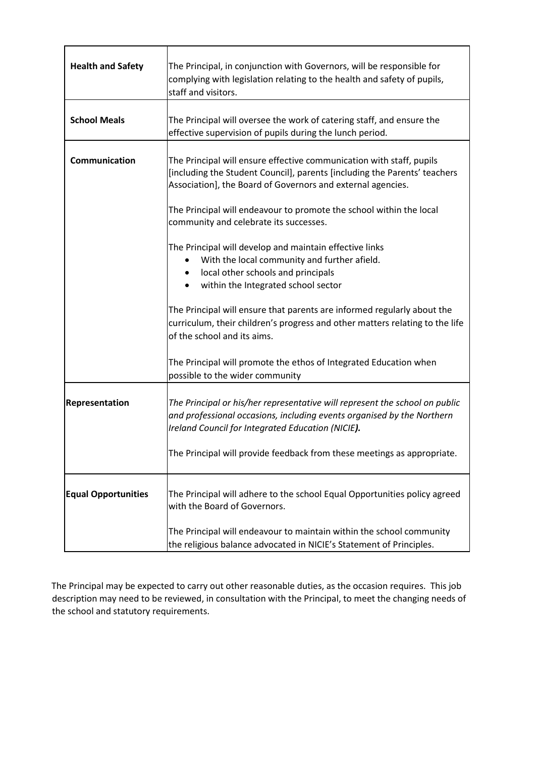| | |
|---|---|
| **Health and Safety** | The Principal, in conjunction with Governors, will be responsible for complying with legislation relating to the health and safety of pupils, staff and visitors. |
| **School Meals** | The Principal will oversee the work of catering staff, and ensure the effective supervision of pupils during the lunch period. |
| **Communication** | The Principal will ensure effective communication with staff, pupils [including the Student Council], parents [including the Parents' teachers Association], the Board of Governors and external agencies.<br><br>The Principal will endeavour to promote the school within the local community and celebrate its successes.<br><br>The Principal will develop and maintain effective links<br>• With the local community and further afield.<br>• local other schools and principals<br>• within the Integrated school sector<br><br>The Principal will ensure that parents are informed regularly about the curriculum, their children's progress and other matters relating to the life of the school and its aims.<br><br>The Principal will promote the ethos of Integrated Education when possible to the wider community |
| **Representation** | *The Principal or his/her representative will represent the school on public and professional occasions, including events organised by the Northern Ireland Council for Integrated Education (NICIE**).***<br><br>The Principal will provide feedback from these meetings as appropriate. |
| **Equal Opportunities** | The Principal will adhere to the school Equal Opportunities policy agreed with the Board of Governors.<br><br>The Principal will endeavour to maintain within the school community the religious balance advocated in NICIE's Statement of Principles. |

The Principal may be expected to carry out other reasonable duties, as the occasion requires. This job description may need to be reviewed, in consultation with the Principal, to meet the changing needs of the school and statutory requirements.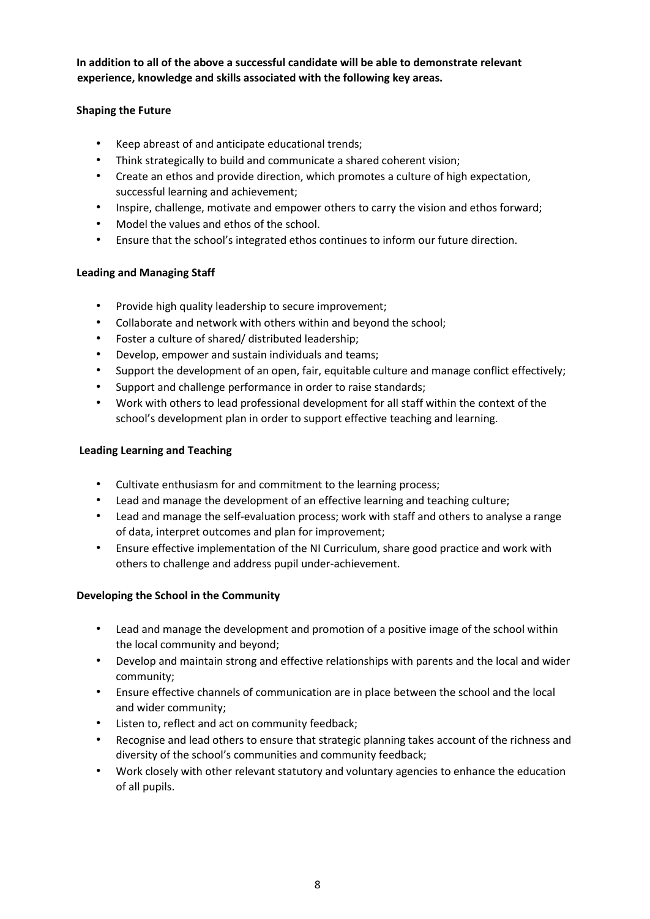**In addition to all of the above a successful candidate will be able to demonstrate relevant experience, knowledge and skills associated with the following key areas.**

### Shaping the Future

- Keep abreast of and anticipate educational trends;
- Think strategically to build and communicate a shared coherent vision;
- Create an ethos and provide direction, which promotes a culture of high expectation, successful learning and achievement;
- Inspire, challenge, motivate and empower others to carry the vision and ethos forward;
- Model the values and ethos of the school.
- Ensure that the school's integrated ethos continues to inform our future direction.

### Leading and Managing Staff

- Provide high quality leadership to secure improvement;
- Collaborate and network with others within and beyond the school;
- Foster a culture of shared/ distributed leadership;
- Develop, empower and sustain individuals and teams;
- Support the development of an open, fair, equitable culture and manage conflict effectively;
- Support and challenge performance in order to raise standards;
- Work with others to lead professional development for all staff within the context of the school's development plan in order to support effective teaching and learning.

### Leading Learning and Teaching

- Cultivate enthusiasm for and commitment to the learning process;
- Lead and manage the development of an effective learning and teaching culture;
- Lead and manage the self-evaluation process; work with staff and others to analyse a range of data, interpret outcomes and plan for improvement;
- Ensure effective implementation of the NI Curriculum, share good practice and work with others to challenge and address pupil under-achievement.

### Developing the School in the Community

- Lead and manage the development and promotion of a positive image of the school within the local community and beyond;
- Develop and maintain strong and effective relationships with parents and the local and wider community;
- Ensure effective channels of communication are in place between the school and the local and wider community;
- Listen to, reflect and act on community feedback;
- Recognise and lead others to ensure that strategic planning takes account of the richness and diversity of the school's communities and community feedback;
- Work closely with other relevant statutory and voluntary agencies to enhance the education of all pupils.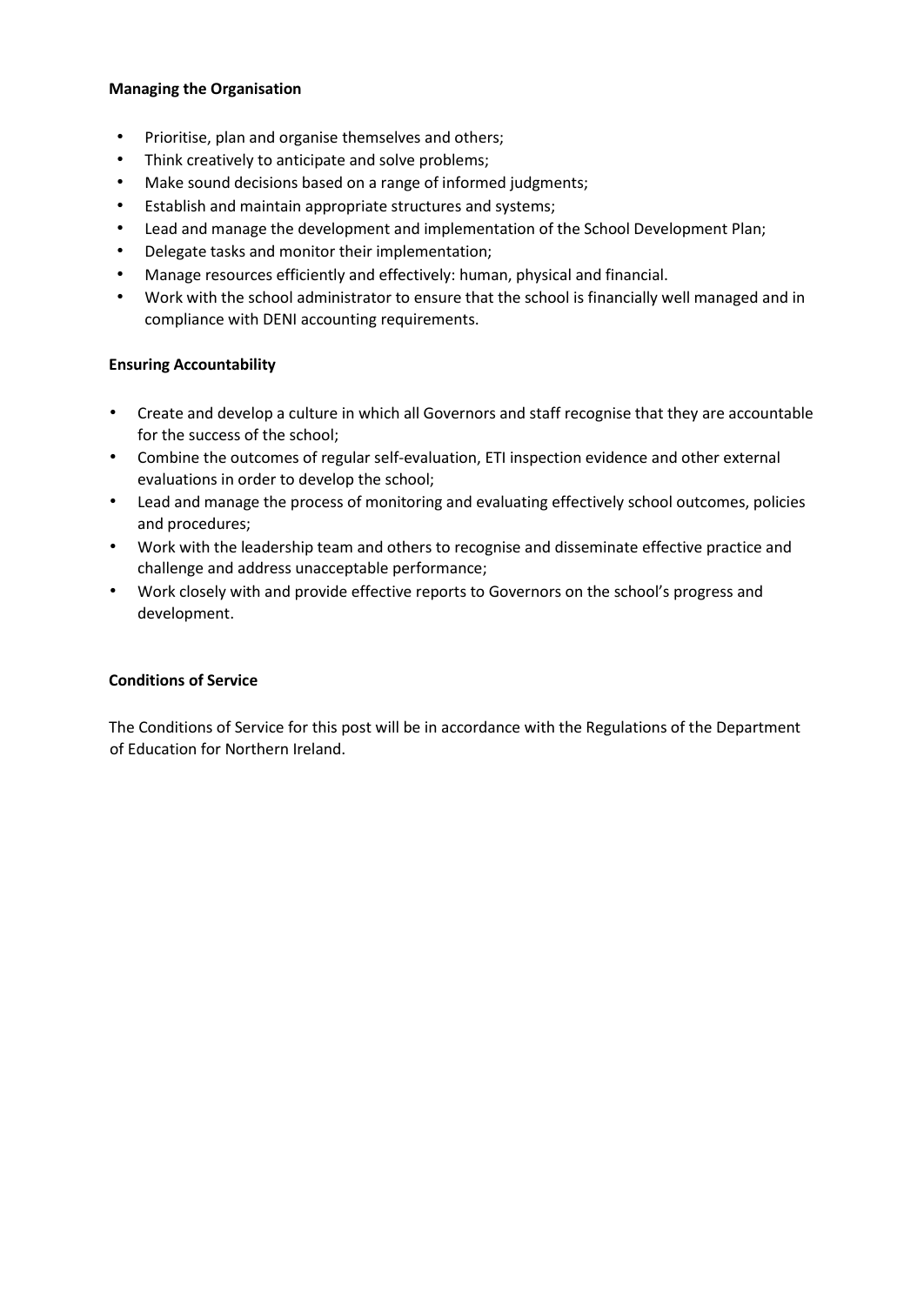**Managing the Organisation**

- Prioritise, plan and organise themselves and others;
- Think creatively to anticipate and solve problems;
- Make sound decisions based on a range of informed judgments;
- Establish and maintain appropriate structures and systems;
- Lead and manage the development and implementation of the School Development Plan;
- Delegate tasks and monitor their implementation;
- Manage resources efficiently and effectively: human, physical and financial.
- Work with the school administrator to ensure that the school is financially well managed and in compliance with DENI accounting requirements.

**Ensuring Accountability**

- Create and develop a culture in which all Governors and staff recognise that they are accountable for the success of the school;
- Combine the outcomes of regular self-evaluation, ETI inspection evidence and other external evaluations in order to develop the school;
- Lead and manage the process of monitoring and evaluating effectively school outcomes, policies and procedures;
- Work with the leadership team and others to recognise and disseminate effective practice and challenge and address unacceptable performance;
- Work closely with and provide effective reports to Governors on the school's progress and development.

**Conditions of Service**

The Conditions of Service for this post will be in accordance with the Regulations of the Department of Education for Northern Ireland.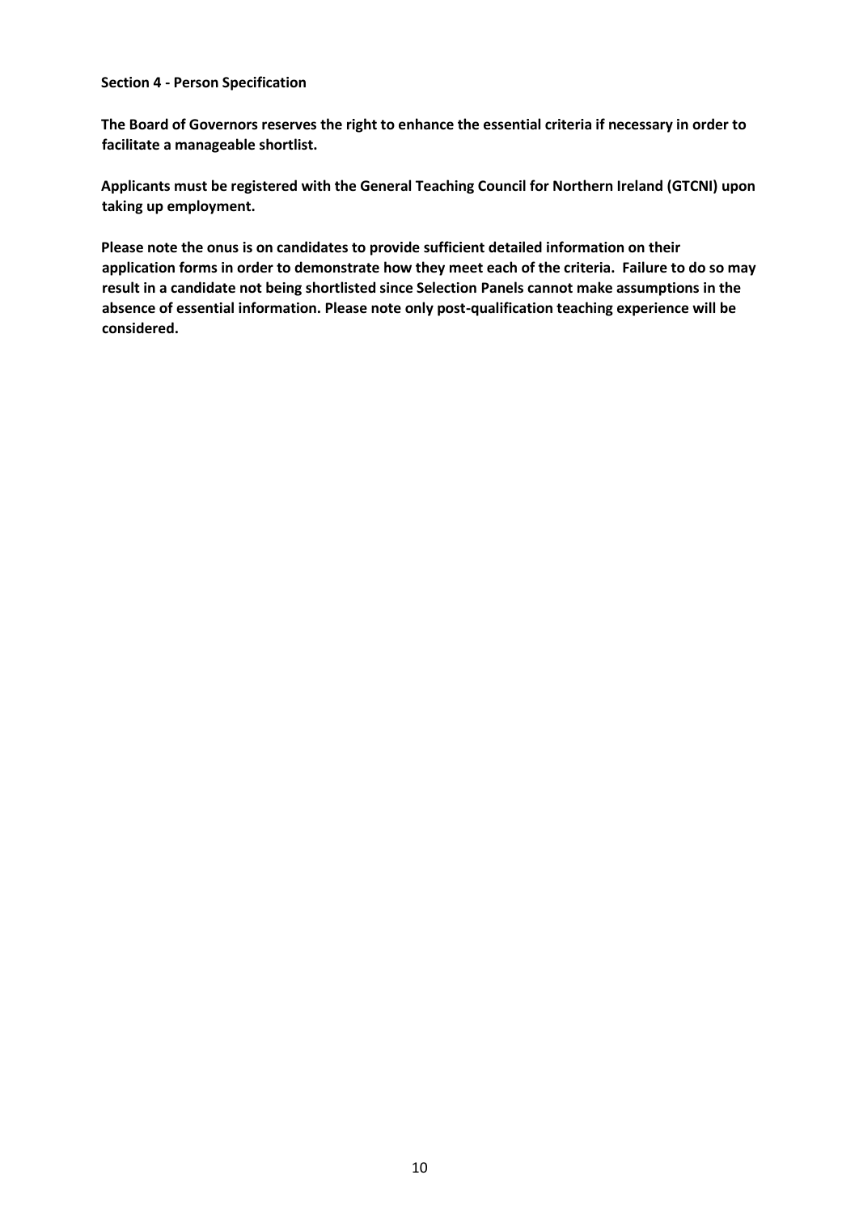## Section 4 - Person Specification

**The Board of Governors reserves the right to enhance the essential criteria if necessary in order to facilitate a manageable shortlist.**

**Applicants must be registered with the General Teaching Council for Northern Ireland (GTCNI) upon taking up employment.**

**Please note the onus is on candidates to provide sufficient detailed information on their application forms in order to demonstrate how they meet each of the criteria. Failure to do so may result in a candidate not being shortlisted since Selection Panels cannot make assumptions in the absence of essential information. Please note only post-qualification teaching experience will be considered.**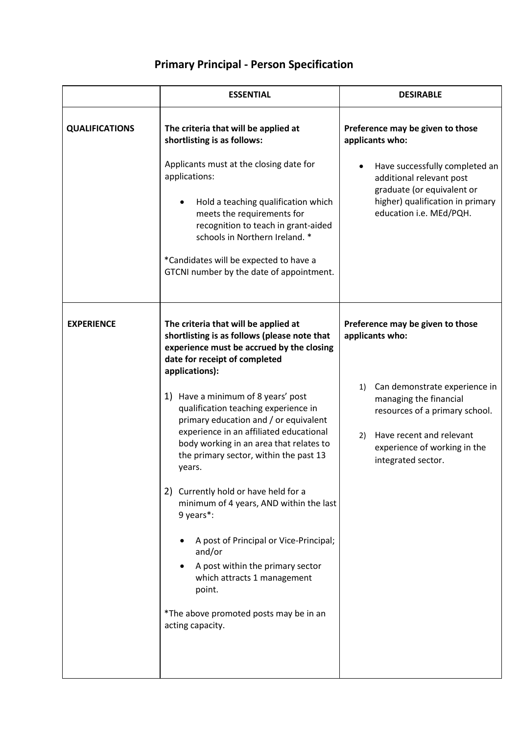# Primary Principal - Person Specification

| | ESSENTIAL | DESIRABLE |
|---|---|---|
| **QUALIFICATIONS** | **The criteria that will be applied at shortlisting is as follows:**<br><br>Applicants must at the closing date for applications:<br><br>• Hold a teaching qualification which meets the requirements for recognition to teach in grant-aided schools in Northern Ireland. *<br><br>*Candidates will be expected to have a GTCNI number by the date of appointment. | **Preference may be given to those applicants who:**<br><br>• Have successfully completed an additional relevant post graduate (or equivalent or higher) qualification in primary education i.e. MEd/PQH. |
| **EXPERIENCE** | **The criteria that will be applied at shortlisting is as follows (please note that experience must be accrued by the closing date for receipt of completed applications):**<br><br>1) Have a minimum of 8 years' post qualification teaching experience in primary education and / or equivalent experience in an affiliated educational body working in an area that relates to the primary sector, within the past 13 years.<br><br>2) Currently hold or have held for a minimum of 4 years, AND within the last 9 years*:<br><br>• A post of Principal or Vice-Principal; and/or<br>• A post within the primary sector which attracts 1 management point.<br><br>*The above promoted posts may be in an acting capacity. | **Preference may be given to those applicants who:**<br><br>1) Can demonstrate experience in managing the financial resources of a primary school.<br><br>2) Have recent and relevant experience of working in the integrated sector. |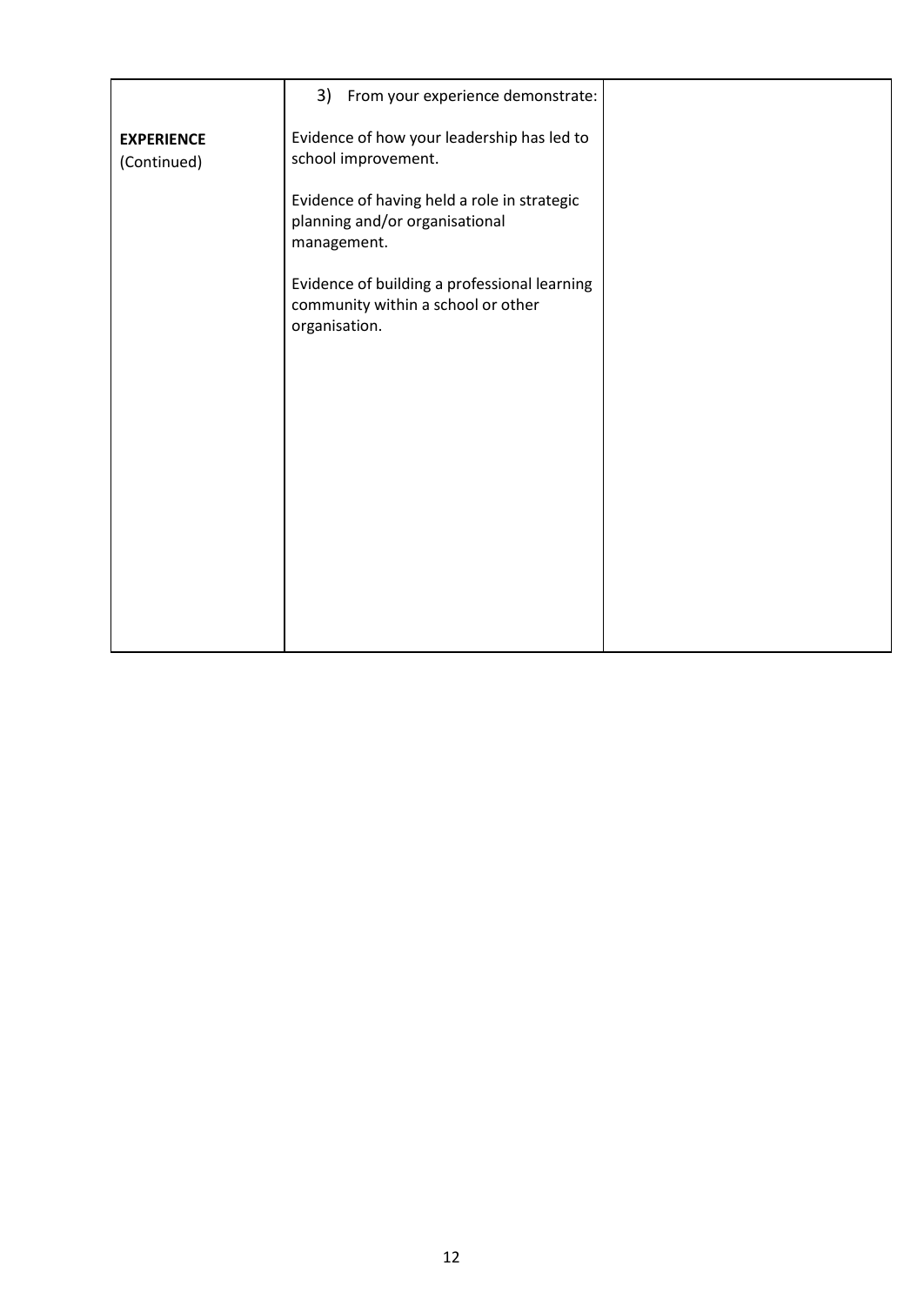|  |  |  |
|---|---|---|
| **EXPERIENCE** (Continued) | 3) From your experience demonstrate:<br><br>Evidence of how your leadership has led to school improvement.<br><br>Evidence of having held a role in strategic planning and/or organisational management.<br><br>Evidence of building a professional learning community within a school or other organisation. |  |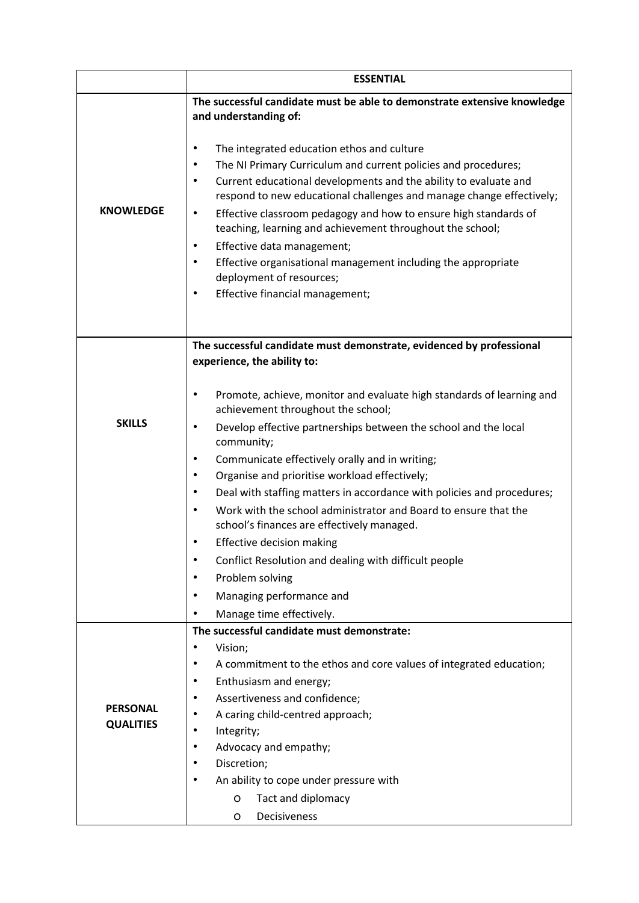| | ESSENTIAL |
|---|---|
| **KNOWLEDGE** | **The successful candidate must be able to demonstrate extensive knowledge and understanding of:**<br><br>• The integrated education ethos and culture<br>• The NI Primary Curriculum and current policies and procedures;<br>• Current educational developments and the ability to evaluate and respond to new educational challenges and manage change effectively;<br>• Effective classroom pedagogy and how to ensure high standards of teaching, learning and achievement throughout the school;<br>• Effective data management;<br>• Effective organisational management including the appropriate deployment of resources;<br>• Effective financial management; |
| **SKILLS** | **The successful candidate must demonstrate, evidenced by professional experience, the ability to:**<br><br>• Promote, achieve, monitor and evaluate high standards of learning and achievement throughout the school;<br>• Develop effective partnerships between the school and the local community;<br>• Communicate effectively orally and in writing;<br>• Organise and prioritise workload effectively;<br>• Deal with staffing matters in accordance with policies and procedures;<br>• Work with the school administrator and Board to ensure that the school's finances are effectively managed.<br>• Effective decision making<br>• Conflict Resolution and dealing with difficult people<br>• Problem solving<br>• Managing performance and<br>• Manage time effectively. |
| **PERSONAL QUALITIES** | **The successful candidate must demonstrate:**<br>• Vision;<br>• A commitment to the ethos and core values of integrated education;<br>• Enthusiasm and energy;<br>• Assertiveness and confidence;<br>• A caring child-centred approach;<br>• Integrity;<br>• Advocacy and empathy;<br>• Discretion;<br>• An ability to cope under pressure with<br>&nbsp;&nbsp;&nbsp;&nbsp;o Tact and diplomacy<br>&nbsp;&nbsp;&nbsp;&nbsp;o Decisiveness |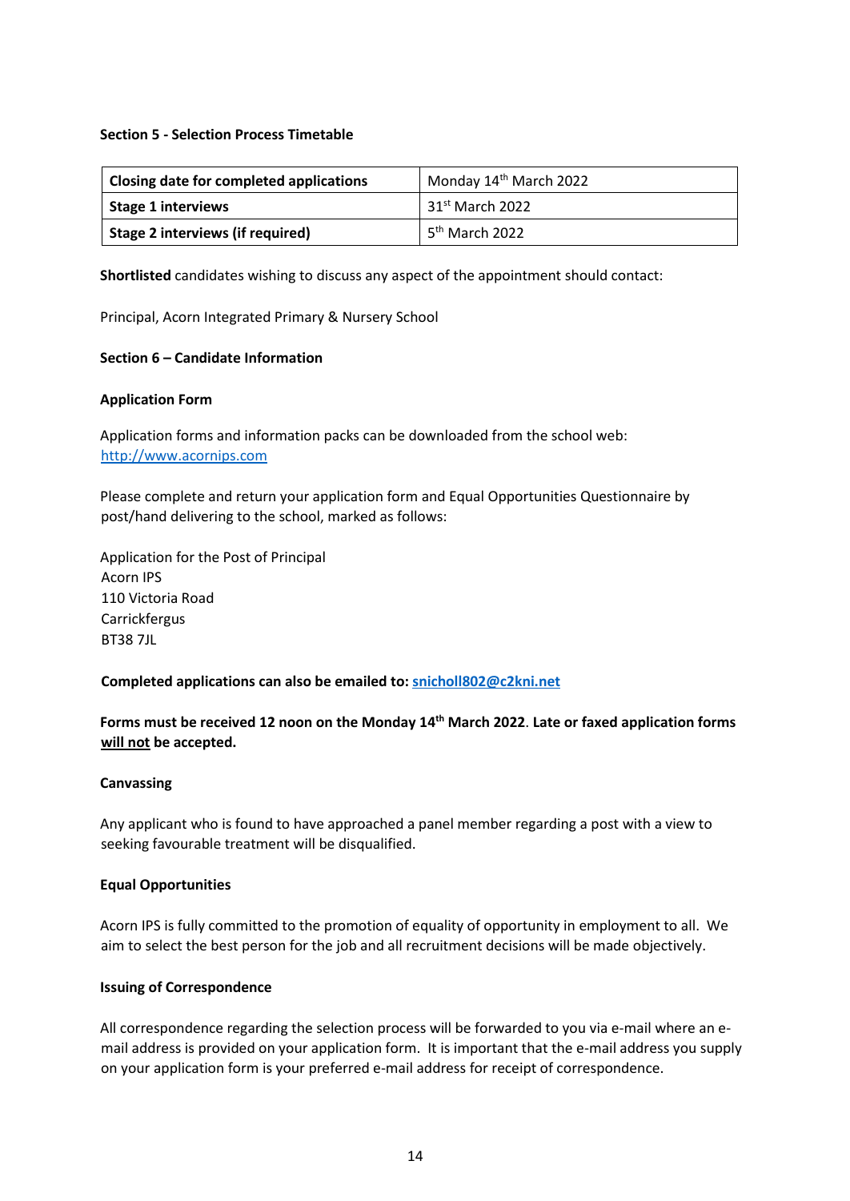**Section 5 - Selection Process Timetable**

| Closing date for completed applications | Monday 14th March 2022 |
| --- | --- |
| **Stage 1 interviews** | 31st March 2022 |
| **Stage 2 interviews (if required)** | 5th March 2022 |

**Shortlisted** candidates wishing to discuss any aspect of the appointment should contact:

Principal, Acorn Integrated Primary & Nursery School

**Section 6 – Candidate Information**

**Application Form**

Application forms and information packs can be downloaded from the school web: http://www.acornips.com

Please complete and return your application form and Equal Opportunities Questionnaire by post/hand delivering to the school, marked as follows:

Application for the Post of Principal  
Acorn IPS  
110 Victoria Road  
Carrickfergus  
BT38 7JL

**Completed applications can also be emailed to: snicholl802@c2kni.net**

**Forms must be received 12 noon on the Monday 14th March 2022. Late or faxed application forms will not be accepted.**

**Canvassing**

Any applicant who is found to have approached a panel member regarding a post with a view to seeking favourable treatment will be disqualified.

**Equal Opportunities**

Acorn IPS is fully committed to the promotion of equality of opportunity in employment to all. We aim to select the best person for the job and all recruitment decisions will be made objectively.

**Issuing of Correspondence**

All correspondence regarding the selection process will be forwarded to you via e-mail where an e-mail address is provided on your application form. It is important that the e-mail address you supply on your application form is your preferred e-mail address for receipt of correspondence.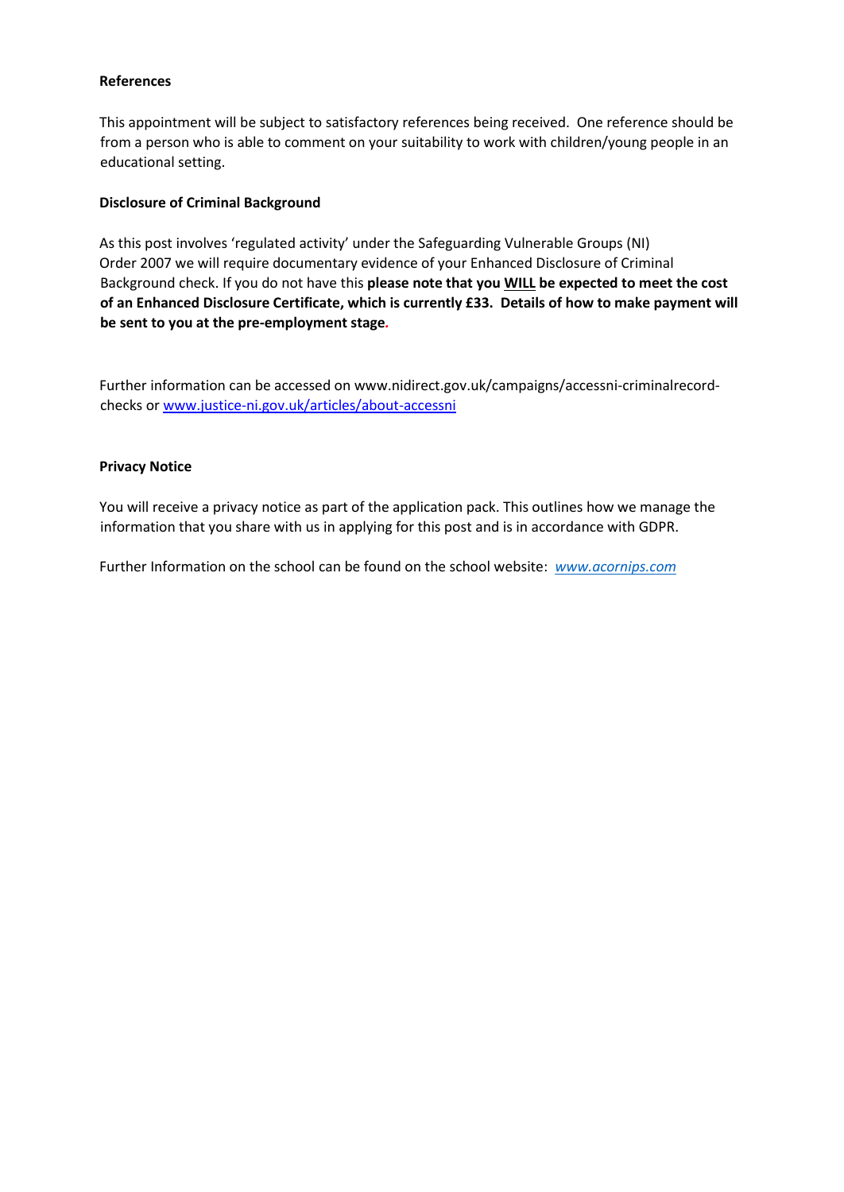**References**

This appointment will be subject to satisfactory references being received. One reference should be from a person who is able to comment on your suitability to work with children/young people in an educational setting.

**Disclosure of Criminal Background**

As this post involves 'regulated activity' under the Safeguarding Vulnerable Groups (NI) Order 2007 we will require documentary evidence of your Enhanced Disclosure of Criminal Background check. If you do not have this **please note that you WILL be expected to meet the cost of an Enhanced Disclosure Certificate, which is currently £33. Details of how to make payment will be sent to you at the pre-employment stage.**

Further information can be accessed on www.nidirect.gov.uk/campaigns/accessni-criminalrecord-checks or www.justice-ni.gov.uk/articles/about-accessni

**Privacy Notice**

You will receive a privacy notice as part of the application pack. This outlines how we manage the information that you share with us in applying for this post and is in accordance with GDPR.

Further Information on the school can be found on the school website: *www.acornips.com*